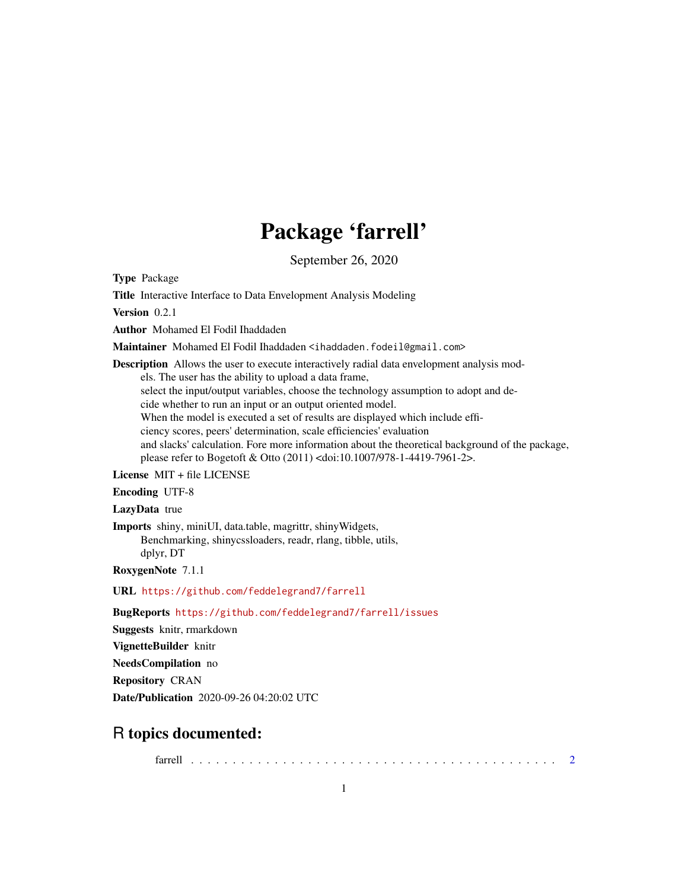# Package 'farrell'

September 26, 2020

**Type** Package

**Title** Interactive Interface to Data Envelopment Analysis Modeling

**Version** 0.2.1

**Author** Mohamed El Fodil Ihaddaden

**Maintainer** Mohamed El Fodil Ihaddaden <ihaddaden.fodeil@gmail.com>

**Description** Allows the user to execute interactively radial data envelopment analysis models. The user has the ability to upload a data frame, select the input/output variables, choose the technology assumption to adopt and decide whether to run an input or an output oriented model. When the model is executed a set of results are displayed which include efficiency scores, peers' determination, scale efficiencies' evaluation and slacks' calculation. Fore more information about the theoretical background of the package, please refer to Bogetoft & Otto (2011) <doi:10.1007/978-1-4419-7961-2>.

**License** MIT + file LICENSE

**Encoding** UTF-8

**LazyData** true

**Imports** shiny, miniUI, data.table, magrittr, shinyWidgets, Benchmarking, shinycssloaders, readr, rlang, tibble, utils, dplyr, DT

**RoxygenNote** 7.1.1

**URL** https://github.com/feddelegrand7/farrell

**BugReports** https://github.com/feddelegrand7/farrell/issues

**Suggests** knitr, rmarkdown

**VignetteBuilder** knitr

**NeedsCompilation** no

**Repository** CRAN

**Date/Publication** 2020-09-26 04:20:02 UTC

## R topics documented:

farrell . . . . . . . . . . . . . . . . . . . . . . . . . . . . . . . . . . . . . . . . . . . . . 2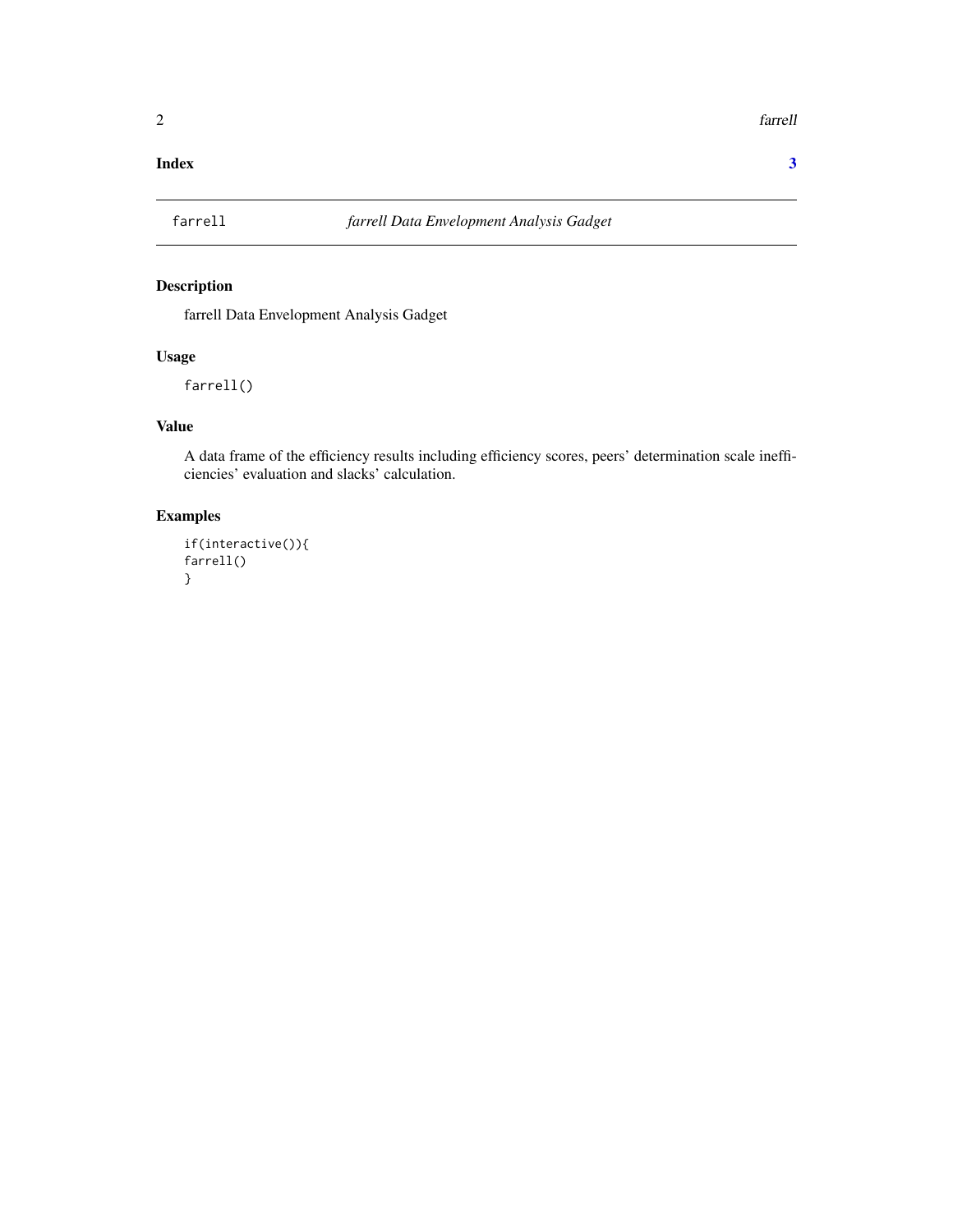**Index** **3**

## farrell — *farrell Data Envelopment Analysis Gadget*

### Description

farrell Data Envelopment Analysis Gadget

### Usage

```
farrell()
```

### Value

A data frame of the efficiency results including efficiency scores, peers' determination scale inefficiencies' evaluation and slacks' calculation.

### Examples

```
if(interactive()){
farrell()
}
```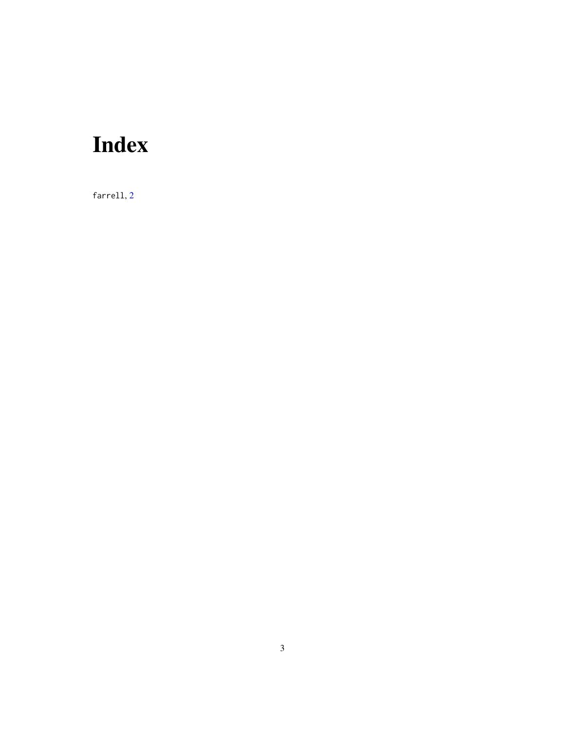# Index

farrell, 2